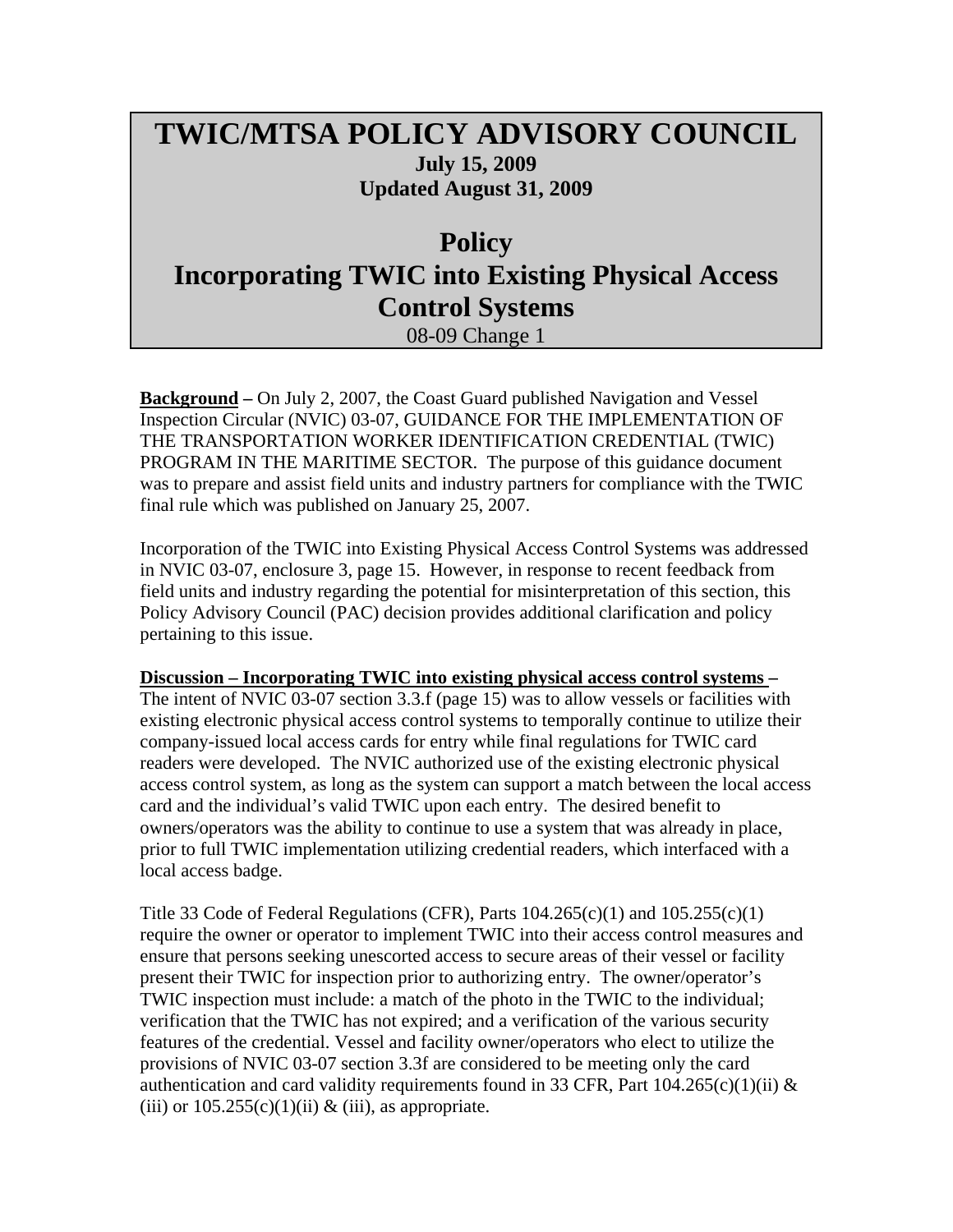# TWIC/MTSA POLICY ADVISORY COUNCIL

**July 15, 2009**
**Updated August 31, 2009**

## Policy
## Incorporating TWIC into Existing Physical Access Control Systems

08-09 Change 1

**Background –** On July 2, 2007, the Coast Guard published Navigation and Vessel Inspection Circular (NVIC) 03-07, GUIDANCE FOR THE IMPLEMENTATION OF THE TRANSPORTATION WORKER IDENTIFICATION CREDENTIAL (TWIC) PROGRAM IN THE MARITIME SECTOR. The purpose of this guidance document was to prepare and assist field units and industry partners for compliance with the TWIC final rule which was published on January 25, 2007.

Incorporation of the TWIC into Existing Physical Access Control Systems was addressed in NVIC 03-07, enclosure 3, page 15. However, in response to recent feedback from field units and industry regarding the potential for misinterpretation of this section, this Policy Advisory Council (PAC) decision provides additional clarification and policy pertaining to this issue.

**Discussion – Incorporating TWIC into existing physical access control systems –** The intent of NVIC 03-07 section 3.3.f (page 15) was to allow vessels or facilities with existing electronic physical access control systems to temporally continue to utilize their company-issued local access cards for entry while final regulations for TWIC card readers were developed. The NVIC authorized use of the existing electronic physical access control system, as long as the system can support a match between the local access card and the individual's valid TWIC upon each entry. The desired benefit to owners/operators was the ability to continue to use a system that was already in place, prior to full TWIC implementation utilizing credential readers, which interfaced with a local access badge.

Title 33 Code of Federal Regulations (CFR), Parts 104.265(c)(1) and 105.255(c)(1) require the owner or operator to implement TWIC into their access control measures and ensure that persons seeking unescorted access to secure areas of their vessel or facility present their TWIC for inspection prior to authorizing entry. The owner/operator's TWIC inspection must include: a match of the photo in the TWIC to the individual; verification that the TWIC has not expired; and a verification of the various security features of the credential. Vessel and facility owner/operators who elect to utilize the provisions of NVIC 03-07 section 3.3f are considered to be meeting only the card authentication and card validity requirements found in 33 CFR, Part 104.265(c)(1)(ii) & (iii) or 105.255(c)(1)(ii) & (iii), as appropriate.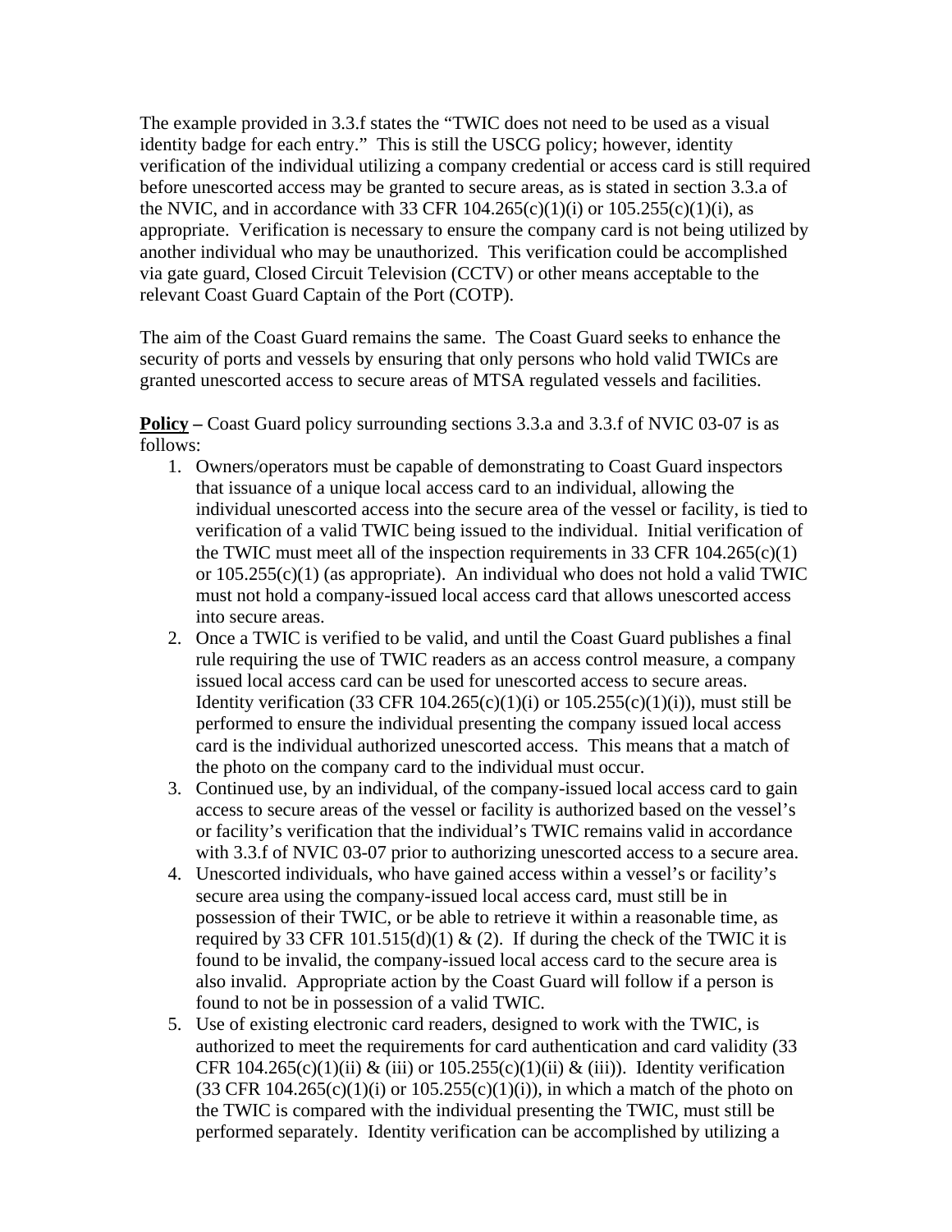The example provided in 3.3.f states the "TWIC does not need to be used as a visual identity badge for each entry." This is still the USCG policy; however, identity verification of the individual utilizing a company credential or access card is still required before unescorted access may be granted to secure areas, as is stated in section 3.3.a of the NVIC, and in accordance with 33 CFR 104.265(c)(1)(i) or 105.255(c)(1)(i), as appropriate. Verification is necessary to ensure the company card is not being utilized by another individual who may be unauthorized. This verification could be accomplished via gate guard, Closed Circuit Television (CCTV) or other means acceptable to the relevant Coast Guard Captain of the Port (COTP).

The aim of the Coast Guard remains the same. The Coast Guard seeks to enhance the security of ports and vessels by ensuring that only persons who hold valid TWICs are granted unescorted access to secure areas of MTSA regulated vessels and facilities.

**Policy –** Coast Guard policy surrounding sections 3.3.a and 3.3.f of NVIC 03-07 is as follows:

1. Owners/operators must be capable of demonstrating to Coast Guard inspectors that issuance of a unique local access card to an individual, allowing the individual unescorted access into the secure area of the vessel or facility, is tied to verification of a valid TWIC being issued to the individual. Initial verification of the TWIC must meet all of the inspection requirements in 33 CFR 104.265(c)(1) or 105.255(c)(1) (as appropriate). An individual who does not hold a valid TWIC must not hold a company-issued local access card that allows unescorted access into secure areas.
2. Once a TWIC is verified to be valid, and until the Coast Guard publishes a final rule requiring the use of TWIC readers as an access control measure, a company issued local access card can be used for unescorted access to secure areas. Identity verification (33 CFR 104.265(c)(1)(i) or 105.255(c)(1)(i)), must still be performed to ensure the individual presenting the company issued local access card is the individual authorized unescorted access. This means that a match of the photo on the company card to the individual must occur.
3. Continued use, by an individual, of the company-issued local access card to gain access to secure areas of the vessel or facility is authorized based on the vessel's or facility's verification that the individual's TWIC remains valid in accordance with 3.3.f of NVIC 03-07 prior to authorizing unescorted access to a secure area.
4. Unescorted individuals, who have gained access within a vessel's or facility's secure area using the company-issued local access card, must still be in possession of their TWIC, or be able to retrieve it within a reasonable time, as required by 33 CFR 101.515(d)(1) & (2). If during the check of the TWIC it is found to be invalid, the company-issued local access card to the secure area is also invalid. Appropriate action by the Coast Guard will follow if a person is found to not be in possession of a valid TWIC.
5. Use of existing electronic card readers, designed to work with the TWIC, is authorized to meet the requirements for card authentication and card validity (33 CFR 104.265(c)(1)(ii) & (iii) or 105.255(c)(1)(ii) & (iii)). Identity verification (33 CFR 104.265(c)(1)(i) or 105.255(c)(1)(i)), in which a match of the photo on the TWIC is compared with the individual presenting the TWIC, must still be performed separately. Identity verification can be accomplished by utilizing a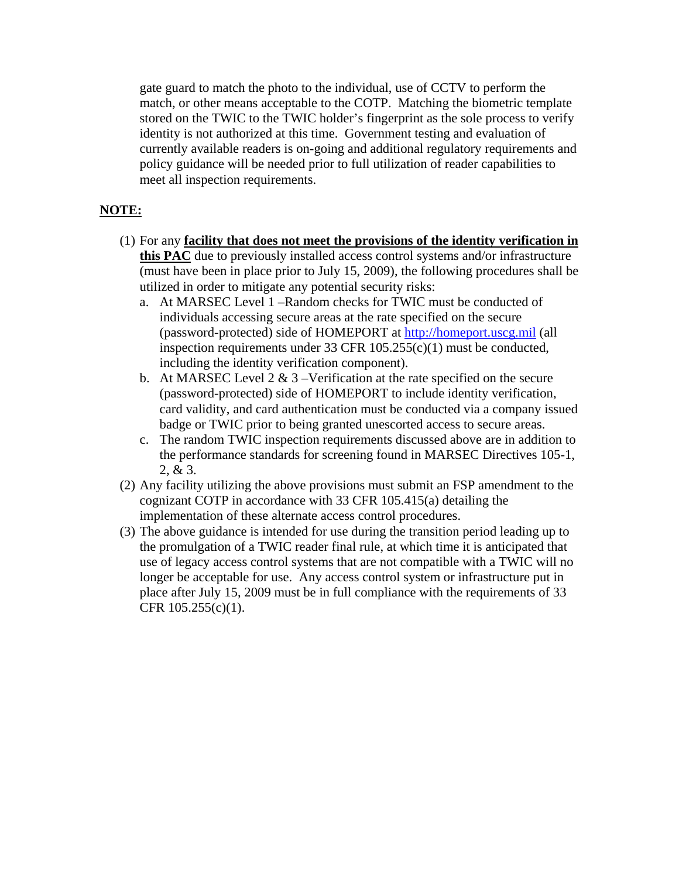gate guard to match the photo to the individual, use of CCTV to perform the match, or other means acceptable to the COTP. Matching the biometric template stored on the TWIC to the TWIC holder's fingerprint as the sole process to verify identity is not authorized at this time. Government testing and evaluation of currently available readers is on-going and additional regulatory requirements and policy guidance will be needed prior to full utilization of reader capabilities to meet all inspection requirements.

**NOTE:**

(1) For any **facility that does not meet the provisions of the identity verification in this PAC** due to previously installed access control systems and/or infrastructure (must have been in place prior to July 15, 2009), the following procedures shall be utilized in order to mitigate any potential security risks:
   a. At MARSEC Level 1 –Random checks for TWIC must be conducted of individuals accessing secure areas at the rate specified on the secure (password-protected) side of HOMEPORT at http://homeport.uscg.mil (all inspection requirements under 33 CFR 105.255(c)(1) must be conducted, including the identity verification component).
   b. At MARSEC Level 2 & 3 –Verification at the rate specified on the secure (password-protected) side of HOMEPORT to include identity verification, card validity, and card authentication must be conducted via a company issued badge or TWIC prior to being granted unescorted access to secure areas.
   c. The random TWIC inspection requirements discussed above are in addition to the performance standards for screening found in MARSEC Directives 105-1, 2, & 3.

(2) Any facility utilizing the above provisions must submit an FSP amendment to the cognizant COTP in accordance with 33 CFR 105.415(a) detailing the implementation of these alternate access control procedures.

(3) The above guidance is intended for use during the transition period leading up to the promulgation of a TWIC reader final rule, at which time it is anticipated that use of legacy access control systems that are not compatible with a TWIC will no longer be acceptable for use. Any access control system or infrastructure put in place after July 15, 2009 must be in full compliance with the requirements of 33 CFR 105.255(c)(1).